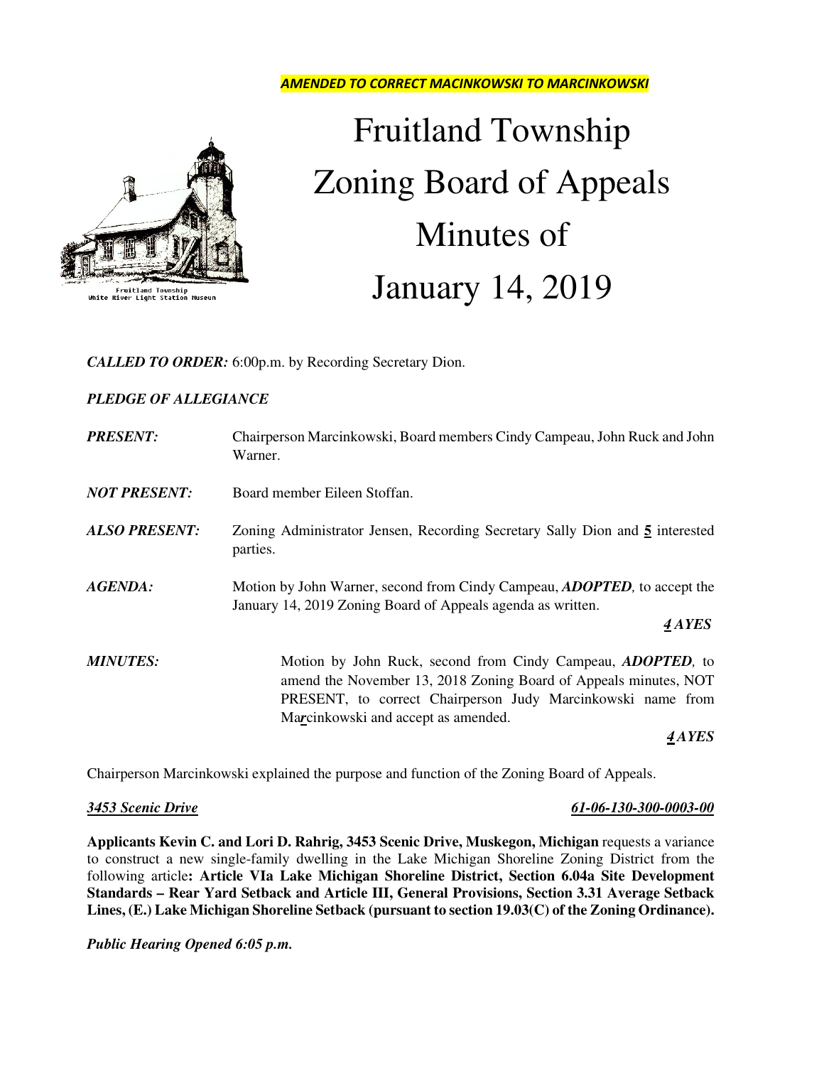*AMENDED TO CORRECT MACINKOWSKI TO MARCINKOWSKI*

Fruitland Township
White River Light Station Museum

# Fruitland Township Zoning Board of Appeals Minutes of January 14, 2019

***CALLED TO ORDER:*** 6:00p.m. by Recording Secretary Dion.

***PLEDGE OF ALLEGIANCE***

***PRESENT:*** Chairperson Marcinkowski, Board members Cindy Campeau, John Ruck and John Warner.

***NOT PRESENT:*** Board member Eileen Stoffan.

***ALSO PRESENT:*** Zoning Administrator Jensen, Recording Secretary Sally Dion and **5** interested parties.

***AGENDA:*** Motion by John Warner, second from Cindy Campeau, ***ADOPTED***, to accept the January 14, 2019 Zoning Board of Appeals agenda as written.

***4 AYES***

***MINUTES:*** Motion by John Ruck, second from Cindy Campeau, ***ADOPTED***, to amend the November 13, 2018 Zoning Board of Appeals minutes, NOT PRESENT, to correct Chairperson Judy Marcinkowski name from Ma***r***cinkowski and accept as amended.

***4 AYES***

Chairperson Marcinkowski explained the purpose and function of the Zoning Board of Appeals.

***3453 Scenic Drive*** ***61-06-130-300-0003-00***

**Applicants Kevin C. and Lori D. Rahrig, 3453 Scenic Drive, Muskegon, Michigan** requests a variance to construct a new single-family dwelling in the Lake Michigan Shoreline Zoning District from the following article**: Article VIa Lake Michigan Shoreline District, Section 6.04a Site Development Standards – Rear Yard Setback and Article III, General Provisions, Section 3.31 Average Setback Lines, (E.) Lake Michigan Shoreline Setback (pursuant to section 19.03(C) of the Zoning Ordinance).**

***Public Hearing Opened 6:05 p.m.***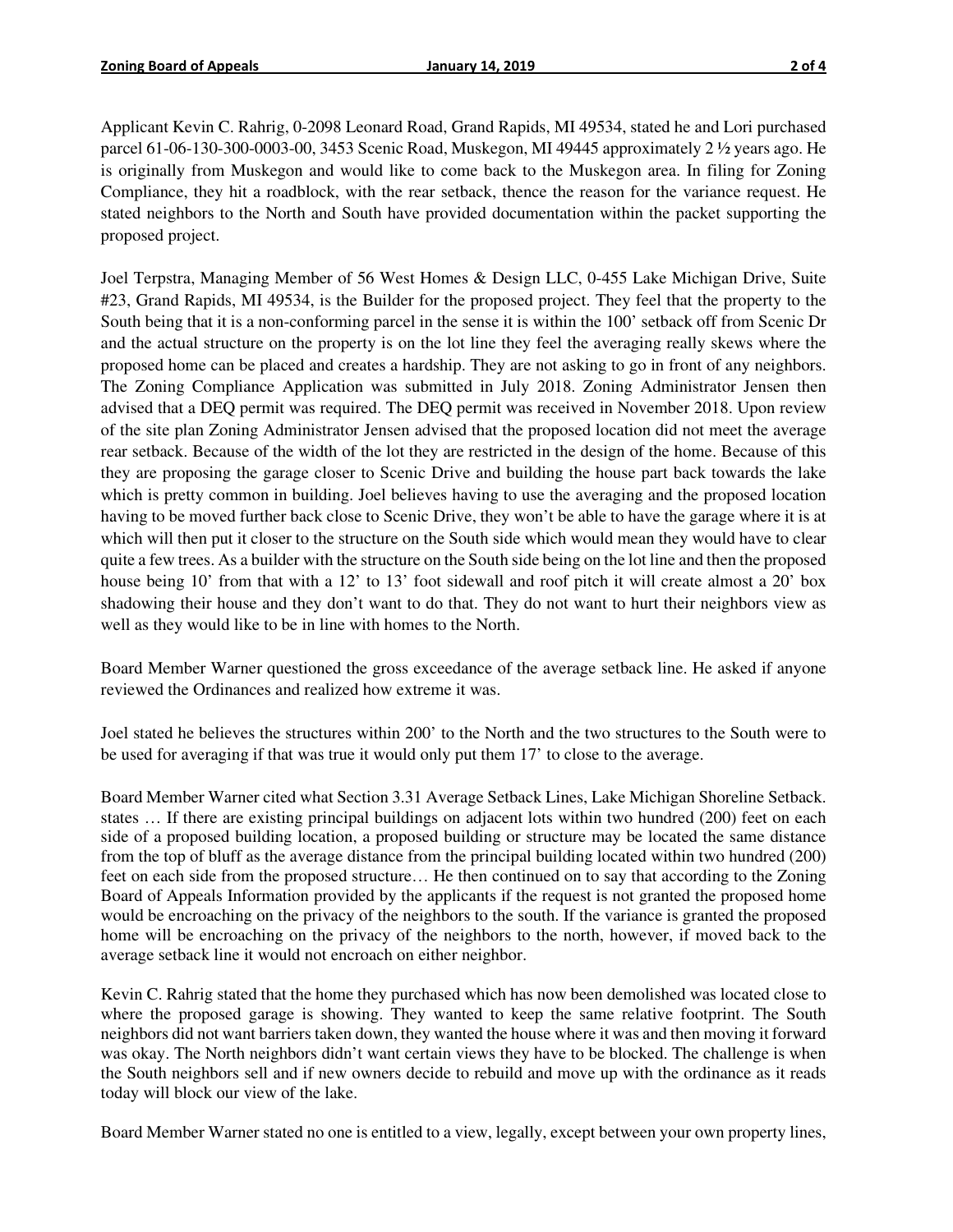Applicant Kevin C. Rahrig, 0-2098 Leonard Road, Grand Rapids, MI 49534, stated he and Lori purchased parcel 61-06-130-300-0003-00, 3453 Scenic Road, Muskegon, MI 49445 approximately 2 ½ years ago. He is originally from Muskegon and would like to come back to the Muskegon area. In filing for Zoning Compliance, they hit a roadblock, with the rear setback, thence the reason for the variance request. He stated neighbors to the North and South have provided documentation within the packet supporting the proposed project.

Joel Terpstra, Managing Member of 56 West Homes & Design LLC, 0-455 Lake Michigan Drive, Suite #23, Grand Rapids, MI 49534, is the Builder for the proposed project. They feel that the property to the South being that it is a non-conforming parcel in the sense it is within the 100' setback off from Scenic Dr and the actual structure on the property is on the lot line they feel the averaging really skews where the proposed home can be placed and creates a hardship. They are not asking to go in front of any neighbors. The Zoning Compliance Application was submitted in July 2018. Zoning Administrator Jensen then advised that a DEQ permit was required. The DEQ permit was received in November 2018. Upon review of the site plan Zoning Administrator Jensen advised that the proposed location did not meet the average rear setback. Because of the width of the lot they are restricted in the design of the home. Because of this they are proposing the garage closer to Scenic Drive and building the house part back towards the lake which is pretty common in building. Joel believes having to use the averaging and the proposed location having to be moved further back close to Scenic Drive, they won't be able to have the garage where it is at which will then put it closer to the structure on the South side which would mean they would have to clear quite a few trees. As a builder with the structure on the South side being on the lot line and then the proposed house being 10' from that with a 12' to 13' foot sidewall and roof pitch it will create almost a 20' box shadowing their house and they don't want to do that. They do not want to hurt their neighbors view as well as they would like to be in line with homes to the North.

Board Member Warner questioned the gross exceedance of the average setback line. He asked if anyone reviewed the Ordinances and realized how extreme it was.

Joel stated he believes the structures within 200' to the North and the two structures to the South were to be used for averaging if that was true it would only put them 17' to close to the average.

Board Member Warner cited what Section 3.31 Average Setback Lines, Lake Michigan Shoreline Setback. states … If there are existing principal buildings on adjacent lots within two hundred (200) feet on each side of a proposed building location, a proposed building or structure may be located the same distance from the top of bluff as the average distance from the principal building located within two hundred (200) feet on each side from the proposed structure… He then continued on to say that according to the Zoning Board of Appeals Information provided by the applicants if the request is not granted the proposed home would be encroaching on the privacy of the neighbors to the south. If the variance is granted the proposed home will be encroaching on the privacy of the neighbors to the north, however, if moved back to the average setback line it would not encroach on either neighbor.

Kevin C. Rahrig stated that the home they purchased which has now been demolished was located close to where the proposed garage is showing. They wanted to keep the same relative footprint. The South neighbors did not want barriers taken down, they wanted the house where it was and then moving it forward was okay. The North neighbors didn't want certain views they have to be blocked. The challenge is when the South neighbors sell and if new owners decide to rebuild and move up with the ordinance as it reads today will block our view of the lake.

Board Member Warner stated no one is entitled to a view, legally, except between your own property lines,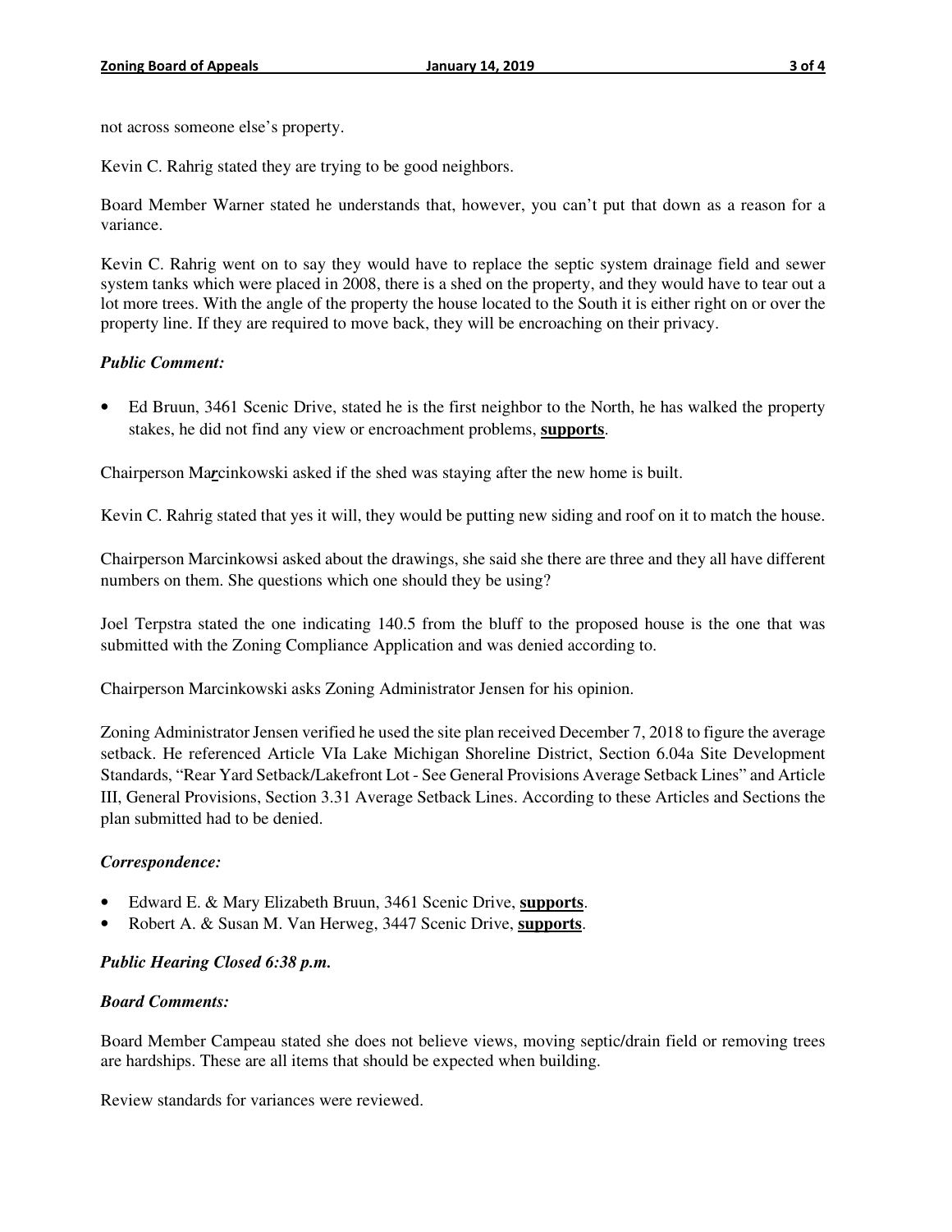not across someone else's property.

Kevin C. Rahrig stated they are trying to be good neighbors.

Board Member Warner stated he understands that, however, you can't put that down as a reason for a variance.

Kevin C. Rahrig went on to say they would have to replace the septic system drainage field and sewer system tanks which were placed in 2008, there is a shed on the property, and they would have to tear out a lot more trees. With the angle of the property the house located to the South it is either right on or over the property line. If they are required to move back, they will be encroaching on their privacy.

***Public Comment:***

- Ed Bruun, 3461 Scenic Drive, stated he is the first neighbor to the North, he has walked the property stakes, he did not find any view or encroachment problems, **supports**.

Chairperson Ma***r***cinkowski asked if the shed was staying after the new home is built.

Kevin C. Rahrig stated that yes it will, they would be putting new siding and roof on it to match the house.

Chairperson Marcinkowsi asked about the drawings, she said she there are three and they all have different numbers on them. She questions which one should they be using?

Joel Terpstra stated the one indicating 140.5 from the bluff to the proposed house is the one that was submitted with the Zoning Compliance Application and was denied according to.

Chairperson Marcinkowski asks Zoning Administrator Jensen for his opinion.

Zoning Administrator Jensen verified he used the site plan received December 7, 2018 to figure the average setback. He referenced Article VIa Lake Michigan Shoreline District, Section 6.04a Site Development Standards, "Rear Yard Setback/Lakefront Lot - See General Provisions Average Setback Lines" and Article III, General Provisions, Section 3.31 Average Setback Lines. According to these Articles and Sections the plan submitted had to be denied.

***Correspondence:***

- Edward E. & Mary Elizabeth Bruun, 3461 Scenic Drive, **supports**.
- Robert A. & Susan M. Van Herweg, 3447 Scenic Drive, **supports**.

***Public Hearing Closed 6:38 p.m.***

***Board Comments:***

Board Member Campeau stated she does not believe views, moving septic/drain field or removing trees are hardships. These are all items that should be expected when building.

Review standards for variances were reviewed.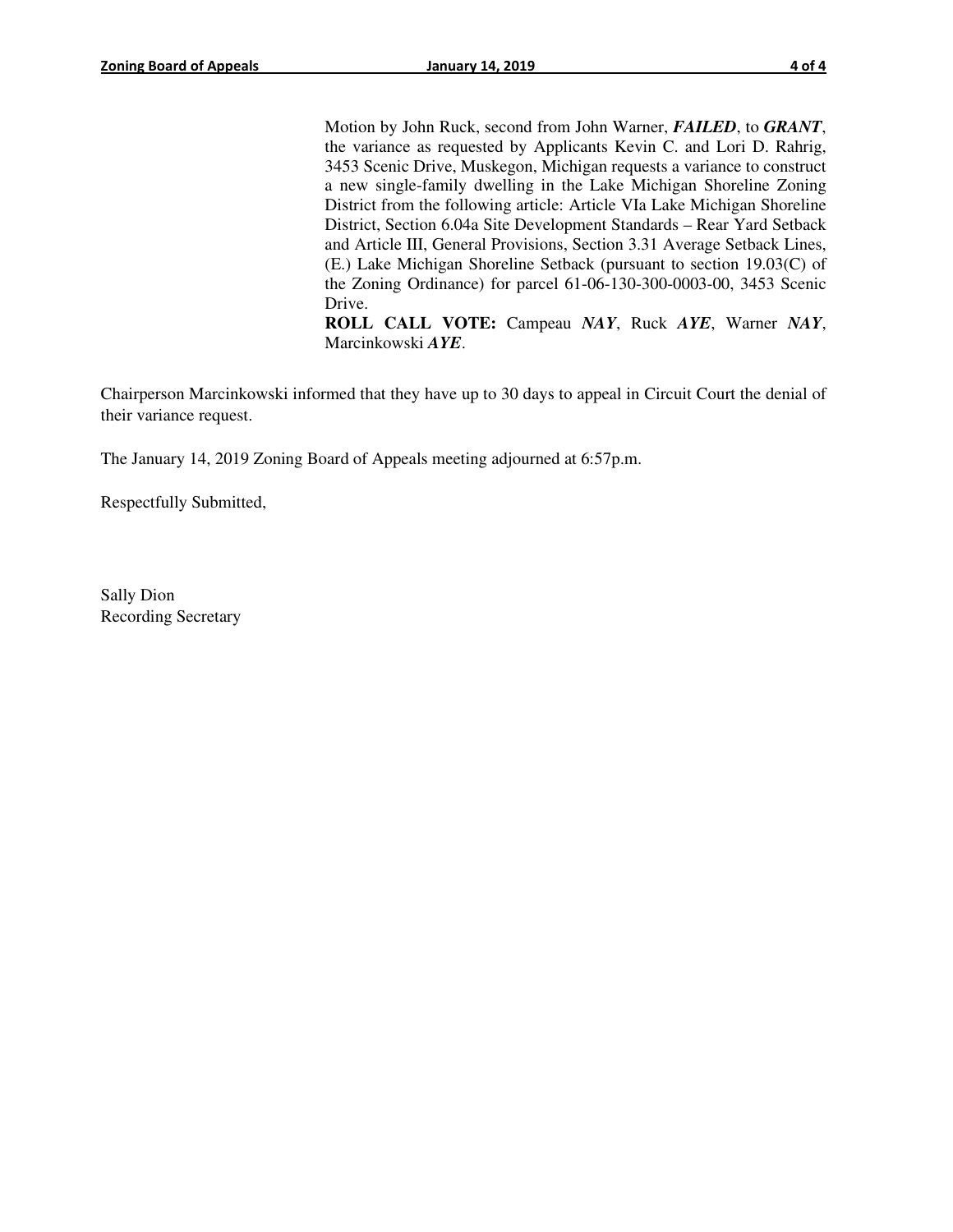Motion by John Ruck, second from John Warner, ***FAILED***, to ***GRANT***, the variance as requested by Applicants Kevin C. and Lori D. Rahrig, 3453 Scenic Drive, Muskegon, Michigan requests a variance to construct a new single-family dwelling in the Lake Michigan Shoreline Zoning District from the following article: Article VIa Lake Michigan Shoreline District, Section 6.04a Site Development Standards – Rear Yard Setback and Article III, General Provisions, Section 3.31 Average Setback Lines, (E.) Lake Michigan Shoreline Setback (pursuant to section 19.03(C) of the Zoning Ordinance) for parcel 61-06-130-300-0003-00, 3453 Scenic Drive.

**ROLL CALL VOTE:** Campeau ***NAY***, Ruck ***AYE***, Warner ***NAY***, Marcinkowski ***AYE***.

Chairperson Marcinkowski informed that they have up to 30 days to appeal in Circuit Court the denial of their variance request.

The January 14, 2019 Zoning Board of Appeals meeting adjourned at 6:57p.m.

Respectfully Submitted,

Sally Dion
Recording Secretary